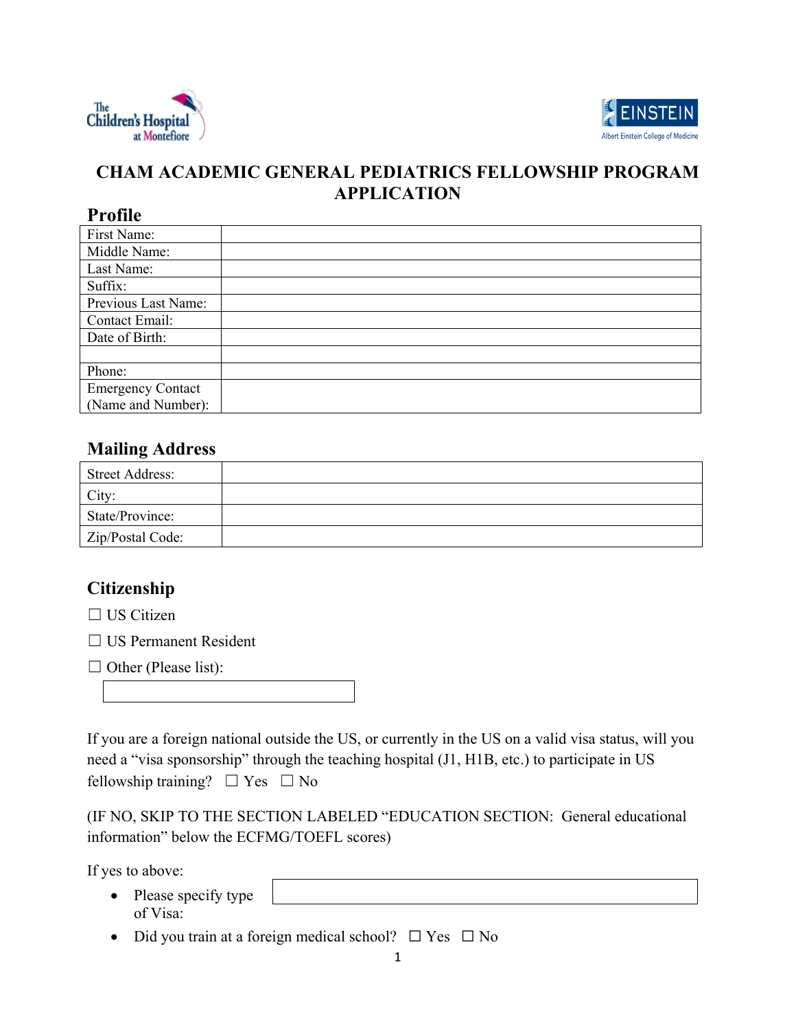# CHAM ACADEMIC GENERAL PEDIATRICS FELLOWSHIP PROGRAM APPLICATION

## Profile

| | |
|---|---|
| First Name: | |
| Middle Name: | |
| Last Name: | |
| Suffix: | |
| Previous Last Name: | |
| Contact Email: | |
| Date of Birth: | |
| | |
| Phone: | |
| Emergency Contact (Name and Number): | |

## Mailing Address

| | |
|---|---|
| Street Address: | |
| City: | |
| State/Province: | |
| Zip/Postal Code: | |

## Citizenship

☐ US Citizen

☐ US Permanent Resident

☐ Other (Please list):

If you are a foreign national outside the US, or currently in the US on a valid visa status, will you need a "visa sponsorship" through the teaching hospital (J1, H1B, etc.) to participate in US fellowship training? ☐ Yes ☐ No

(IF NO, SKIP TO THE SECTION LABELED "EDUCATION SECTION: General educational information" below the ECFMG/TOEFL scores)

If yes to above:

- Please specify type of Visa:
- Did you train at a foreign medical school? ☐ Yes ☐ No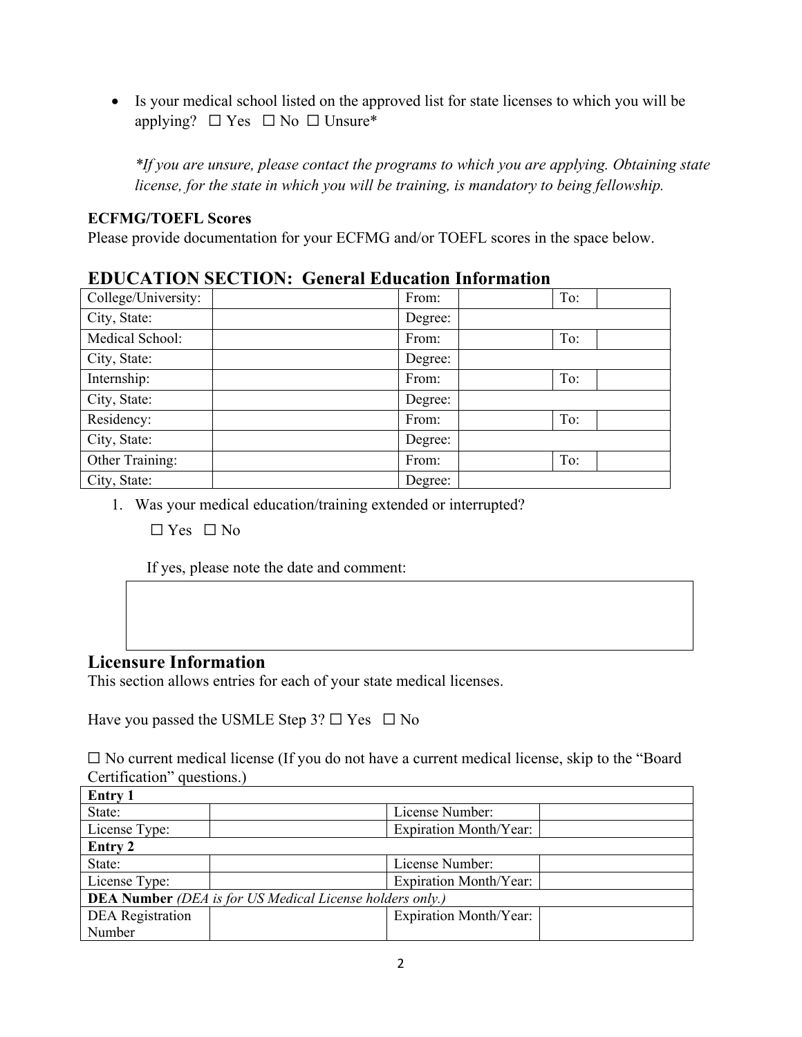- Is your medical school listed on the approved list for state licenses to which you will be applying? ☐ Yes ☐ No ☐ Unsure*

  *\*If you are unsure, please contact the programs to which you are applying. Obtaining state license, for the state in which you will be training, is mandatory to being fellowship.*

**ECFMG/TOEFL Scores**
Please provide documentation for your ECFMG and/or TOEFL scores in the space below.

## EDUCATION SECTION: General Education Information

| College/University: | | From: | | To: | |
|---|---|---|---|---|---|
| City, State: | | Degree: | | | |
| Medical School: | | From: | | To: | |
| City, State: | | Degree: | | | |
| Internship: | | From: | | To: | |
| City, State: | | Degree: | | | |
| Residency: | | From: | | To: | |
| City, State: | | Degree: | | | |
| Other Training: | | From: | | To: | |
| City, State: | | Degree: | | | |

1. Was your medical education/training extended or interrupted?

   ☐ Yes ☐ No

   If yes, please note the date and comment:

## Licensure Information

This section allows entries for each of your state medical licenses.

Have you passed the USMLE Step 3? ☐ Yes ☐ No

☐ No current medical license (If you do not have a current medical license, skip to the "Board Certification" questions.)

| **Entry 1** | | | |
|---|---|---|---|
| State: | | License Number: | |
| License Type: | | Expiration Month/Year: | |
| **Entry 2** | | | |
| State: | | License Number: | |
| License Type: | | Expiration Month/Year: | |
| **DEA Number** *(DEA is for US Medical License holders only.)* | | | |
| DEA Registration Number | | Expiration Month/Year: | |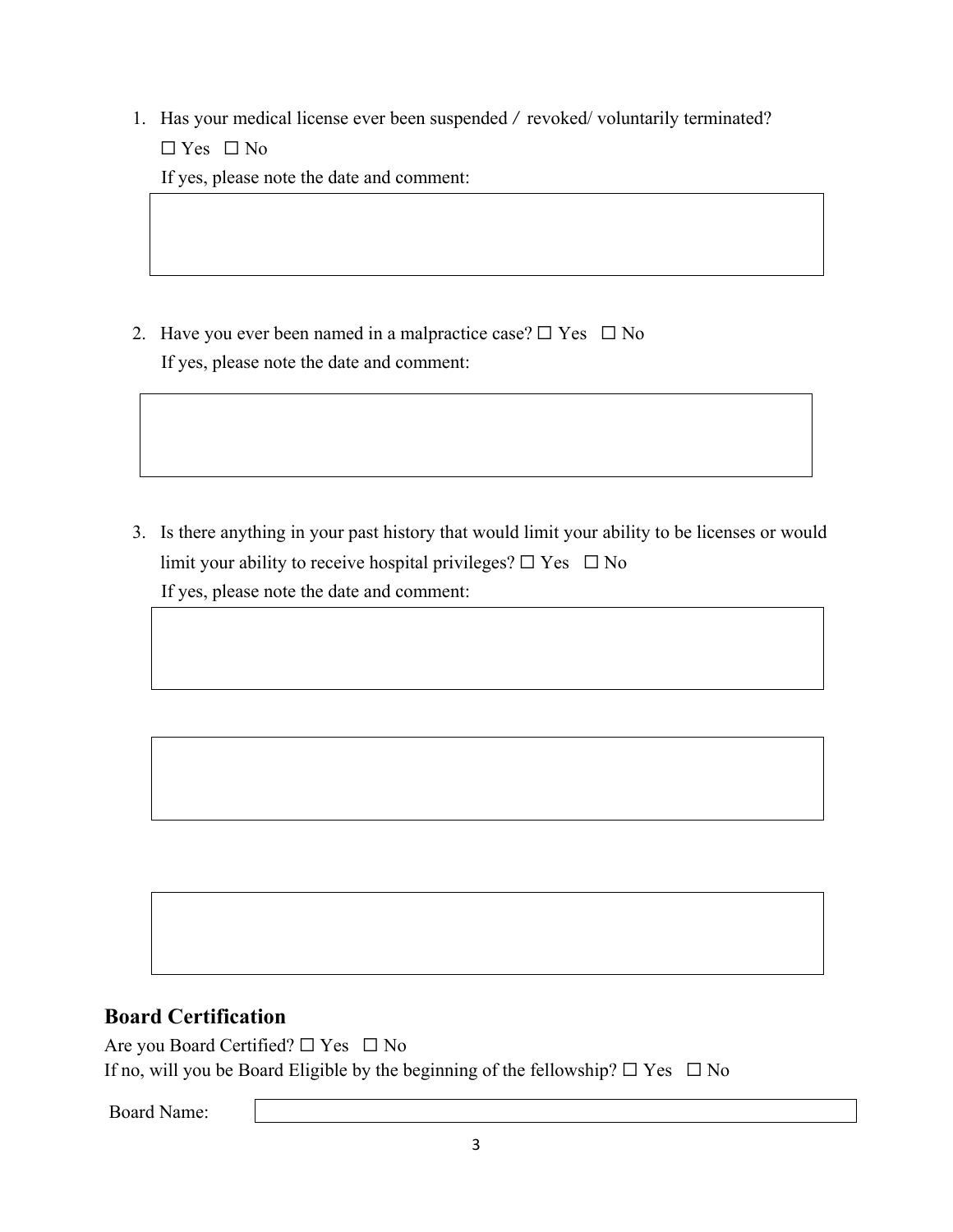1. Has your medical license ever been suspended / revoked/ voluntarily terminated?

   ☐ Yes ☐ No

   If yes, please note the date and comment:

2. Have you ever been named in a malpractice case? ☐ Yes ☐ No

   If yes, please note the date and comment:

3. Is there anything in your past history that would limit your ability to be licenses or would limit your ability to receive hospital privileges? ☐ Yes ☐ No

   If yes, please note the date and comment:

## Board Certification

Are you Board Certified? ☐ Yes ☐ No

If no, will you be Board Eligible by the beginning of the fellowship? ☐ Yes ☐ No

Board Name: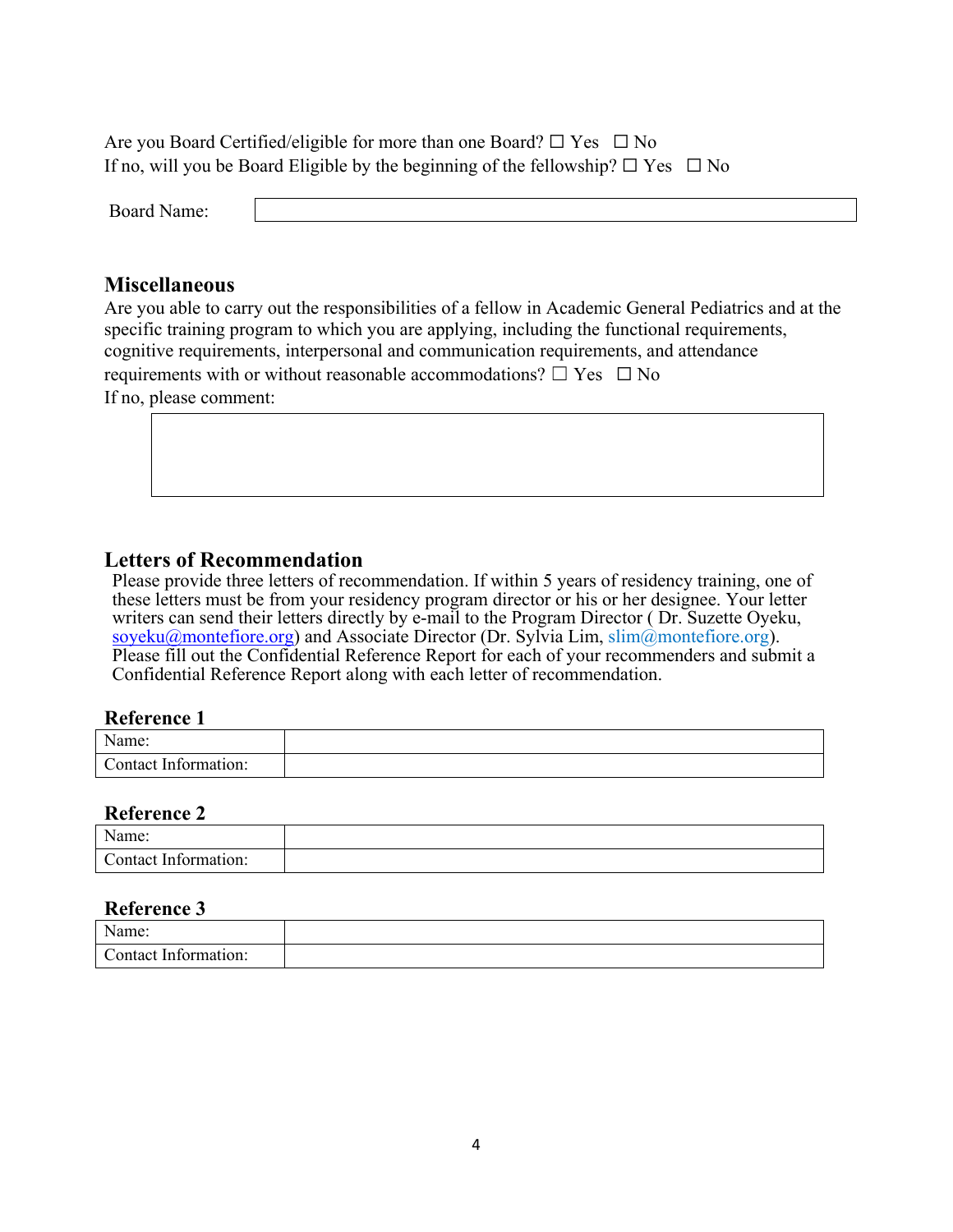Are you Board Certified/eligible for more than one Board? ☐ Yes ☐ No
If no, will you be Board Eligible by the beginning of the fellowship? ☐ Yes ☐ No

| Board Name: | |
|---|---|

## Miscellaneous

Are you able to carry out the responsibilities of a fellow in Academic General Pediatrics and at the specific training program to which you are applying, including the functional requirements, cognitive requirements, interpersonal and communication requirements, and attendance requirements with or without reasonable accommodations? ☐ Yes ☐ No
If no, please comment:

| |
|---|

## Letters of Recommendation

Please provide three letters of recommendation. If within 5 years of residency training, one of these letters must be from your residency program director or his or her designee. Your letter writers can send their letters directly by e-mail to the Program Director ( Dr. Suzette Oyeku, soyeku@montefiore.org) and Associate Director (Dr. Sylvia Lim, slim@montefiore.org). Please fill out the Confidential Reference Report for each of your recommenders and submit a Confidential Reference Report along with each letter of recommendation.

### Reference 1

| Name: | |
|---|---|
| Contact Information: | |

### Reference 2

| Name: | |
|---|---|
| Contact Information: | |

### Reference 3

| Name: | |
|---|---|
| Contact Information: | |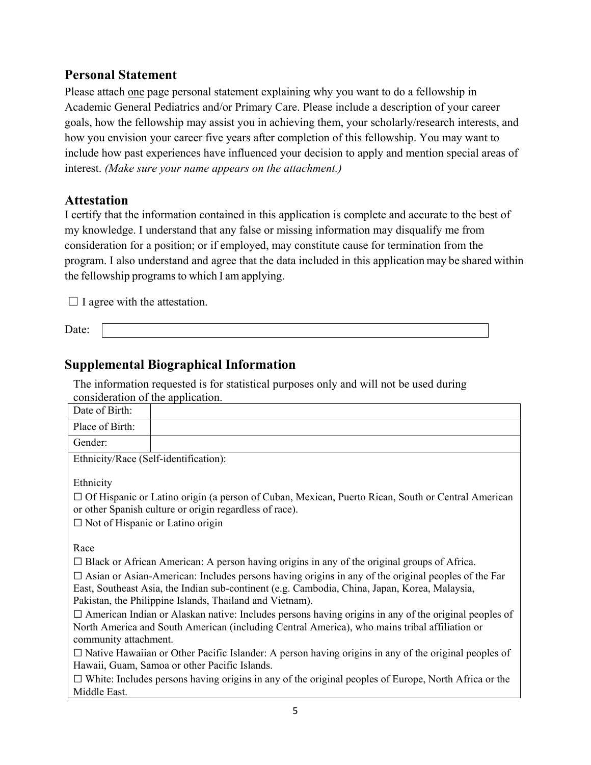## Personal Statement

Please attach one page personal statement explaining why you want to do a fellowship in Academic General Pediatrics and/or Primary Care. Please include a description of your career goals, how the fellowship may assist you in achieving them, your scholarly/research interests, and how you envision your career five years after completion of this fellowship. You may want to include how past experiences have influenced your decision to apply and mention special areas of interest. *(Make sure your name appears on the attachment.)*

## Attestation

I certify that the information contained in this application is complete and accurate to the best of my knowledge. I understand that any false or missing information may disqualify me from consideration for a position; or if employed, may constitute cause for termination from the program. I also understand and agree that the data included in this application may be shared within the fellowship programs to which I am applying.

☐ I agree with the attestation.

Date: 

## Supplemental Biographical Information

The information requested is for statistical purposes only and will not be used during consideration of the application.

| Date of Birth: | |
|---|---|
| Place of Birth: | |
| Gender: | |

Ethnicity/Race (Self-identification):

Ethnicity

☐ Of Hispanic or Latino origin (a person of Cuban, Mexican, Puerto Rican, South or Central American or other Spanish culture or origin regardless of race).

☐ Not of Hispanic or Latino origin

Race

☐ Black or African American: A person having origins in any of the original groups of Africa.

☐ Asian or Asian-American: Includes persons having origins in any of the original peoples of the Far East, Southeast Asia, the Indian sub-continent (e.g. Cambodia, China, Japan, Korea, Malaysia, Pakistan, the Philippine Islands, Thailand and Vietnam).

☐ American Indian or Alaskan native: Includes persons having origins in any of the original peoples of North America and South American (including Central America), who mains tribal affiliation or community attachment.

☐ Native Hawaiian or Other Pacific Islander: A person having origins in any of the original peoples of Hawaii, Guam, Samoa or other Pacific Islands.

☐ White: Includes persons having origins in any of the original peoples of Europe, North Africa or the Middle East.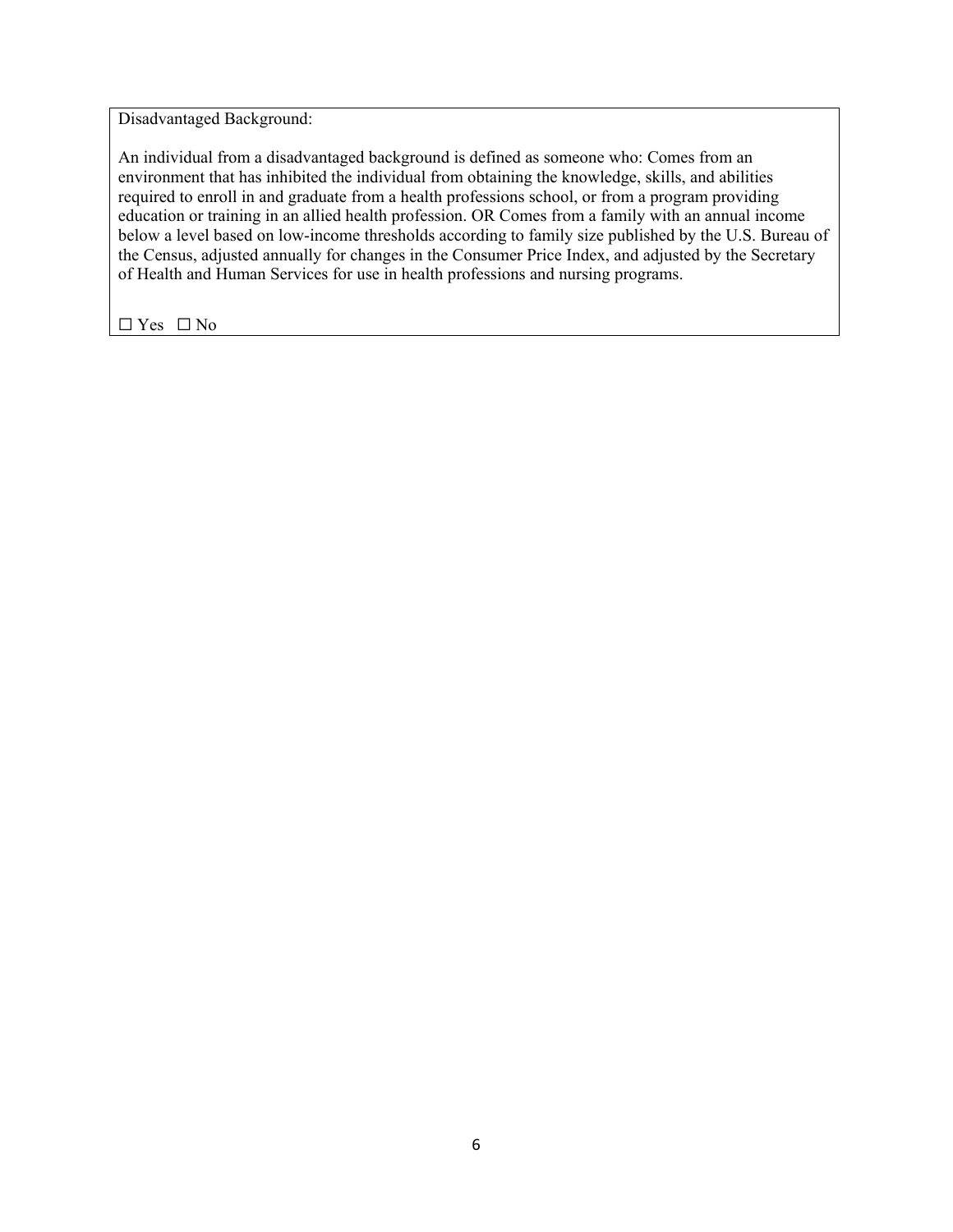Disadvantaged Background:

An individual from a disadvantaged background is defined as someone who: Comes from an environment that has inhibited the individual from obtaining the knowledge, skills, and abilities required to enroll in and graduate from a health professions school, or from a program providing education or training in an allied health profession. OR Comes from a family with an annual income below a level based on low-income thresholds according to family size published by the U.S. Bureau of the Census, adjusted annually for changes in the Consumer Price Index, and adjusted by the Secretary of Health and Human Services for use in health professions and nursing programs.

☐ Yes ☐ No